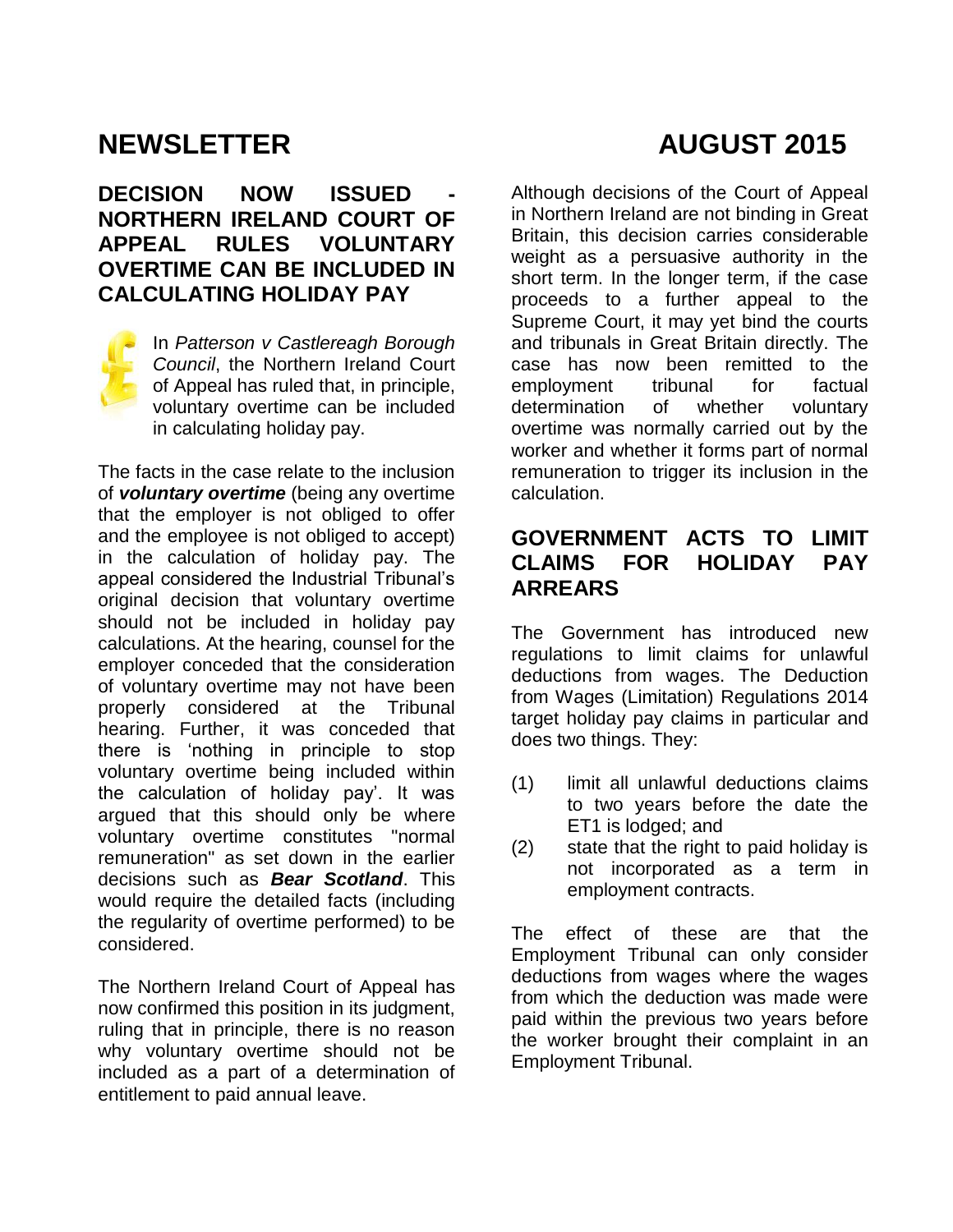# NEWSLETTER AUGUST 2015

## DECISION NOW ISSUED - NORTHERN IRELAND COURT OF APPEAL RULES VOLUNTARY OVERTIME CAN BE INCLUDED IN CALCULATING HOLIDAY PAY

In *Patterson v Castlereagh Borough Council*, the Northern Ireland Court of Appeal has ruled that, in principle, voluntary overtime can be included in calculating holiday pay.

The facts in the case relate to the inclusion of ***voluntary overtime*** (being any overtime that the employer is not obliged to offer and the employee is not obliged to accept) in the calculation of holiday pay. The appeal considered the Industrial Tribunal's original decision that voluntary overtime should not be included in holiday pay calculations. At the hearing, counsel for the employer conceded that the consideration of voluntary overtime may not have been properly considered at the Tribunal hearing. Further, it was conceded that there is 'nothing in principle to stop voluntary overtime being included within the calculation of holiday pay'. It was argued that this should only be where voluntary overtime constitutes "normal remuneration" as set down in the earlier decisions such as ***Bear Scotland***. This would require the detailed facts (including the regularity of overtime performed) to be considered.

The Northern Ireland Court of Appeal has now confirmed this position in its judgment, ruling that in principle, there is no reason why voluntary overtime should not be included as a part of a determination of entitlement to paid annual leave.

Although decisions of the Court of Appeal in Northern Ireland are not binding in Great Britain, this decision carries considerable weight as a persuasive authority in the short term. In the longer term, if the case proceeds to a further appeal to the Supreme Court, it may yet bind the courts and tribunals in Great Britain directly. The case has now been remitted to the employment tribunal for factual determination of whether voluntary overtime was normally carried out by the worker and whether it forms part of normal remuneration to trigger its inclusion in the calculation.

## GOVERNMENT ACTS TO LIMIT CLAIMS FOR HOLIDAY PAY ARREARS

The Government has introduced new regulations to limit claims for unlawful deductions from wages. The Deduction from Wages (Limitation) Regulations 2014 target holiday pay claims in particular and does two things. They:

(1) limit all unlawful deductions claims to two years before the date the ET1 is lodged; and

(2) state that the right to paid holiday is not incorporated as a term in employment contracts.

The effect of these are that the Employment Tribunal can only consider deductions from wages where the wages from which the deduction was made were paid within the previous two years before the worker brought their complaint in an Employment Tribunal.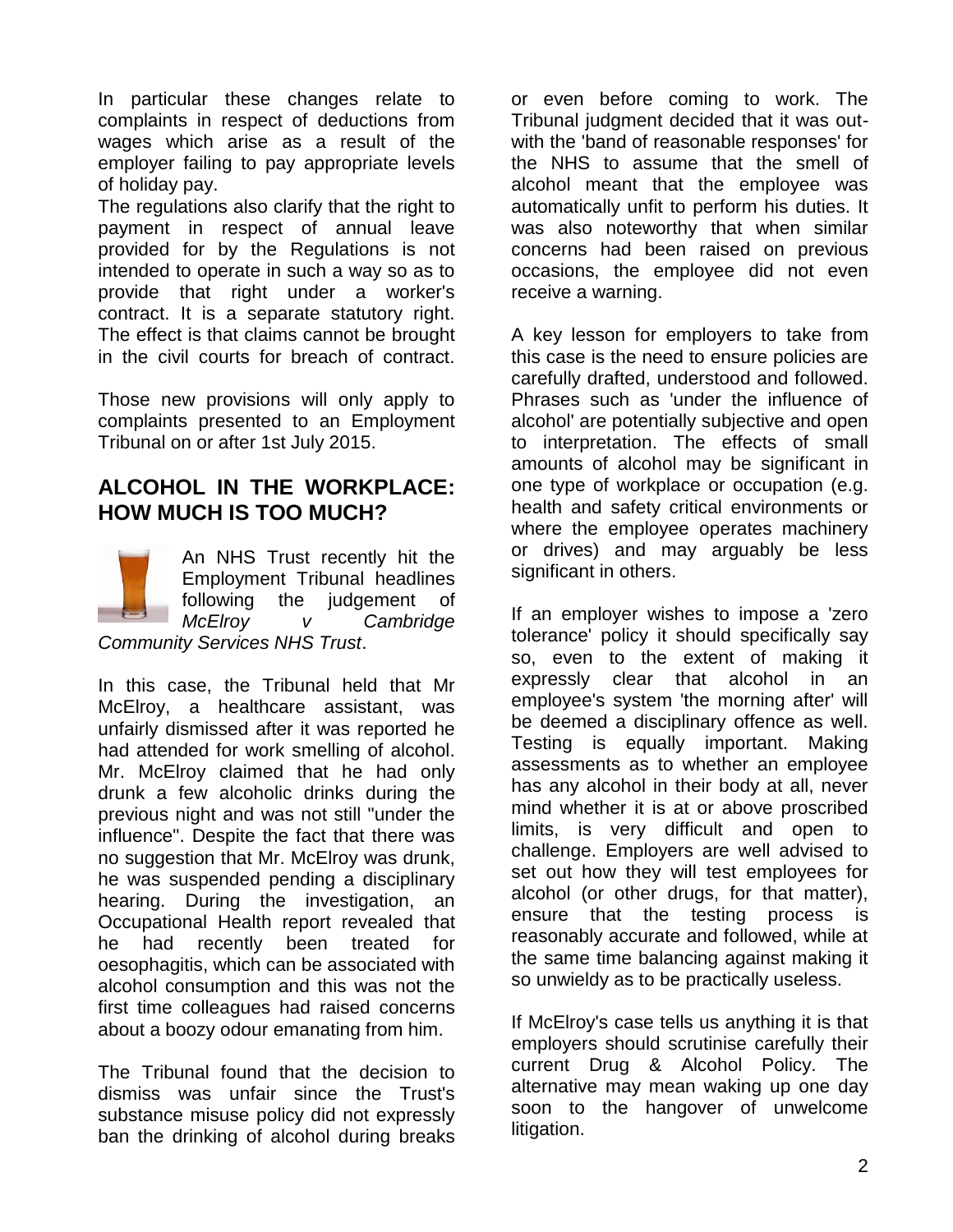In particular these changes relate to complaints in respect of deductions from wages which arise as a result of the employer failing to pay appropriate levels of holiday pay.

The regulations also clarify that the right to payment in respect of annual leave provided for by the Regulations is not intended to operate in such a way so as to provide that right under a worker's contract. It is a separate statutory right. The effect is that claims cannot be brought in the civil courts for breach of contract.

Those new provisions will only apply to complaints presented to an Employment Tribunal on or after 1st July 2015.

## ALCOHOL IN THE WORKPLACE: HOW MUCH IS TOO MUCH?

An NHS Trust recently hit the Employment Tribunal headlines following the judgement of *McElroy v Cambridge Community Services NHS Trust*.

In this case, the Tribunal held that Mr McElroy, a healthcare assistant, was unfairly dismissed after it was reported he had attended for work smelling of alcohol. Mr. McElroy claimed that he had only drunk a few alcoholic drinks during the previous night and was not still "under the influence". Despite the fact that there was no suggestion that Mr. McElroy was drunk, he was suspended pending a disciplinary hearing. During the investigation, an Occupational Health report revealed that he had recently been treated for oesophagitis, which can be associated with alcohol consumption and this was not the first time colleagues had raised concerns about a boozy odour emanating from him.

The Tribunal found that the decision to dismiss was unfair since the Trust's substance misuse policy did not expressly ban the drinking of alcohol during breaks or even before coming to work. The Tribunal judgment decided that it was out-with the 'band of reasonable responses' for the NHS to assume that the smell of alcohol meant that the employee was automatically unfit to perform his duties. It was also noteworthy that when similar concerns had been raised on previous occasions, the employee did not even receive a warning.

A key lesson for employers to take from this case is the need to ensure policies are carefully drafted, understood and followed. Phrases such as 'under the influence of alcohol' are potentially subjective and open to interpretation. The effects of small amounts of alcohol may be significant in one type of workplace or occupation (e.g. health and safety critical environments or where the employee operates machinery or drives) and may arguably be less significant in others.

If an employer wishes to impose a 'zero tolerance' policy it should specifically say so, even to the extent of making it expressly clear that alcohol in an employee's system 'the morning after' will be deemed a disciplinary offence as well. Testing is equally important. Making assessments as to whether an employee has any alcohol in their body at all, never mind whether it is at or above proscribed limits, is very difficult and open to challenge. Employers are well advised to set out how they will test employees for alcohol (or other drugs, for that matter), ensure that the testing process is reasonably accurate and followed, while at the same time balancing against making it so unwieldy as to be practically useless.

If McElroy's case tells us anything it is that employers should scrutinise carefully their current Drug & Alcohol Policy. The alternative may mean waking up one day soon to the hangover of unwelcome litigation.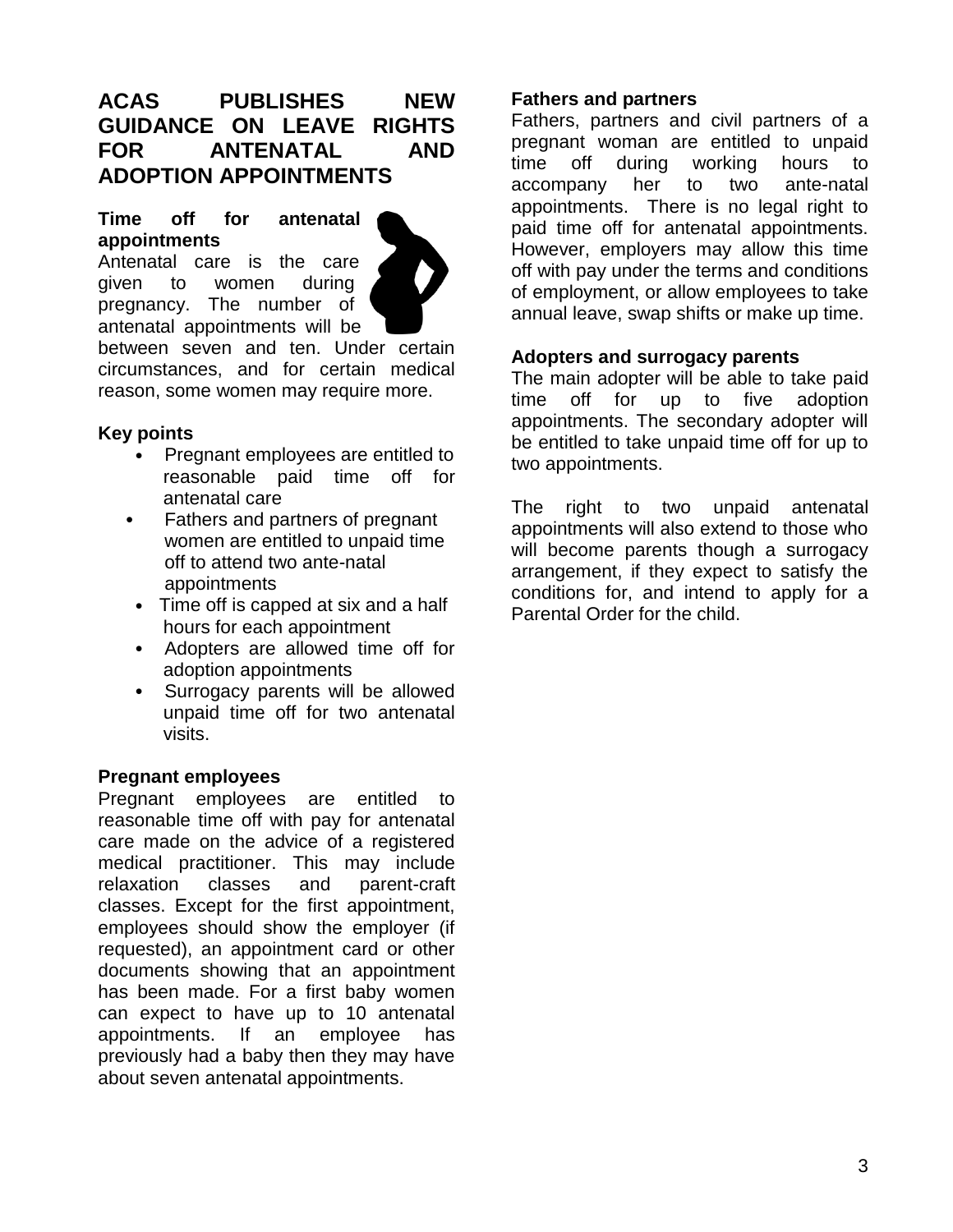## ACAS PUBLISHES NEW GUIDANCE ON LEAVE RIGHTS FOR ANTENATAL AND ADOPTION APPOINTMENTS

### Time off for antenatal appointments

Antenatal care is the care given to women during pregnancy. The number of antenatal appointments will be between seven and ten. Under certain circumstances, and for certain medical reason, some women may require more.

### Key points

- Pregnant employees are entitled to reasonable paid time off for antenatal care
- Fathers and partners of pregnant women are entitled to unpaid time off to attend two ante-natal appointments
- Time off is capped at six and a half hours for each appointment
- Adopters are allowed time off for adoption appointments
- Surrogacy parents will be allowed unpaid time off for two antenatal visits.

### Pregnant employees

Pregnant employees are entitled to reasonable time off with pay for antenatal care made on the advice of a registered medical practitioner. This may include relaxation classes and parent-craft classes. Except for the first appointment, employees should show the employer (if requested), an appointment card or other documents showing that an appointment has been made. For a first baby women can expect to have up to 10 antenatal appointments. If an employee has previously had a baby then they may have about seven antenatal appointments.

### Fathers and partners

Fathers, partners and civil partners of a pregnant woman are entitled to unpaid time off during working hours to accompany her to two ante-natal appointments. There is no legal right to paid time off for antenatal appointments. However, employers may allow this time off with pay under the terms and conditions of employment, or allow employees to take annual leave, swap shifts or make up time.

### Adopters and surrogacy parents

The main adopter will be able to take paid time off for up to five adoption appointments. The secondary adopter will be entitled to take unpaid time off for up to two appointments.

The right to two unpaid antenatal appointments will also extend to those who will become parents though a surrogacy arrangement, if they expect to satisfy the conditions for, and intend to apply for a Parental Order for the child.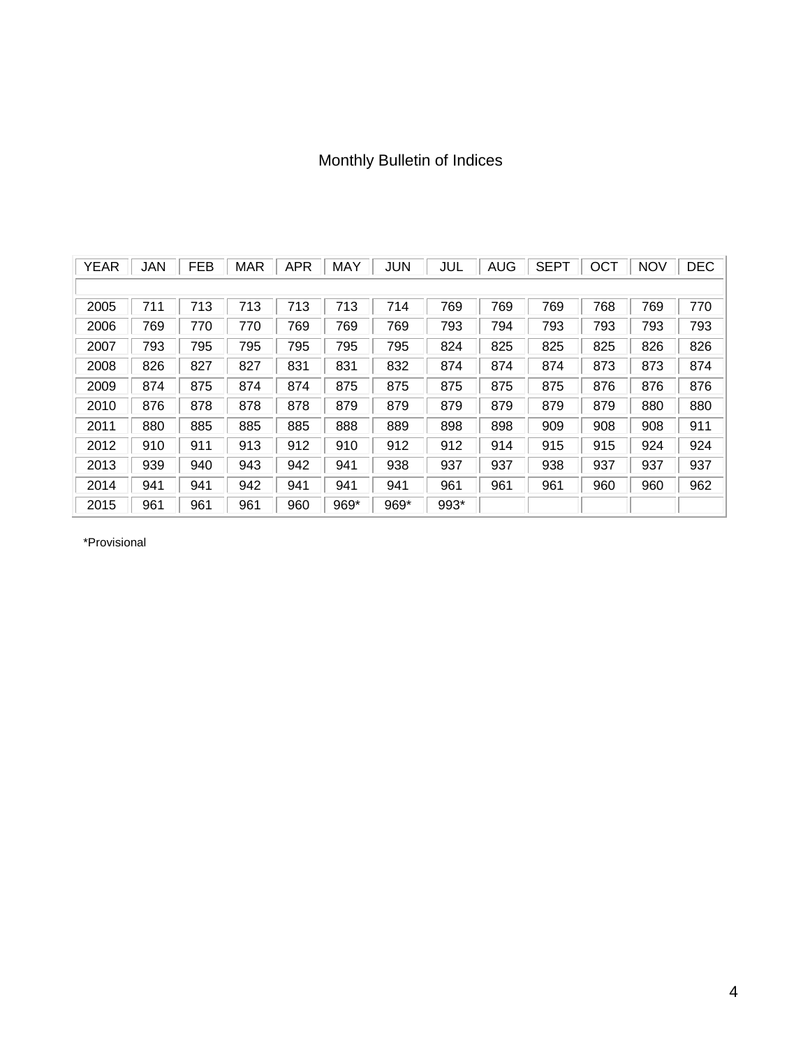Monthly Bulletin of Indices

| YEAR | JAN | FEB | MAR | APR | MAY | JUN | JUL | AUG | SEPT | OCT | NOV | DEC |
|---|---|---|---|---|---|---|---|---|---|---|---|---|
| 2005 | 711 | 713 | 713 | 713 | 713 | 714 | 769 | 769 | 769 | 768 | 769 | 770 |
| 2006 | 769 | 770 | 770 | 769 | 769 | 769 | 793 | 794 | 793 | 793 | 793 | 793 |
| 2007 | 793 | 795 | 795 | 795 | 795 | 795 | 824 | 825 | 825 | 825 | 826 | 826 |
| 2008 | 826 | 827 | 827 | 831 | 831 | 832 | 874 | 874 | 874 | 873 | 873 | 874 |
| 2009 | 874 | 875 | 874 | 874 | 875 | 875 | 875 | 875 | 875 | 876 | 876 | 876 |
| 2010 | 876 | 878 | 878 | 878 | 879 | 879 | 879 | 879 | 879 | 879 | 880 | 880 |
| 2011 | 880 | 885 | 885 | 885 | 888 | 889 | 898 | 898 | 909 | 908 | 908 | 911 |
| 2012 | 910 | 911 | 913 | 912 | 910 | 912 | 912 | 914 | 915 | 915 | 924 | 924 |
| 2013 | 939 | 940 | 943 | 942 | 941 | 938 | 937 | 937 | 938 | 937 | 937 | 937 |
| 2014 | 941 | 941 | 942 | 941 | 941 | 941 | 961 | 961 | 961 | 960 | 960 | 962 |
| 2015 | 961 | 961 | 961 | 960 | 969* | 969* | 993* | | | | | |

*Provisional